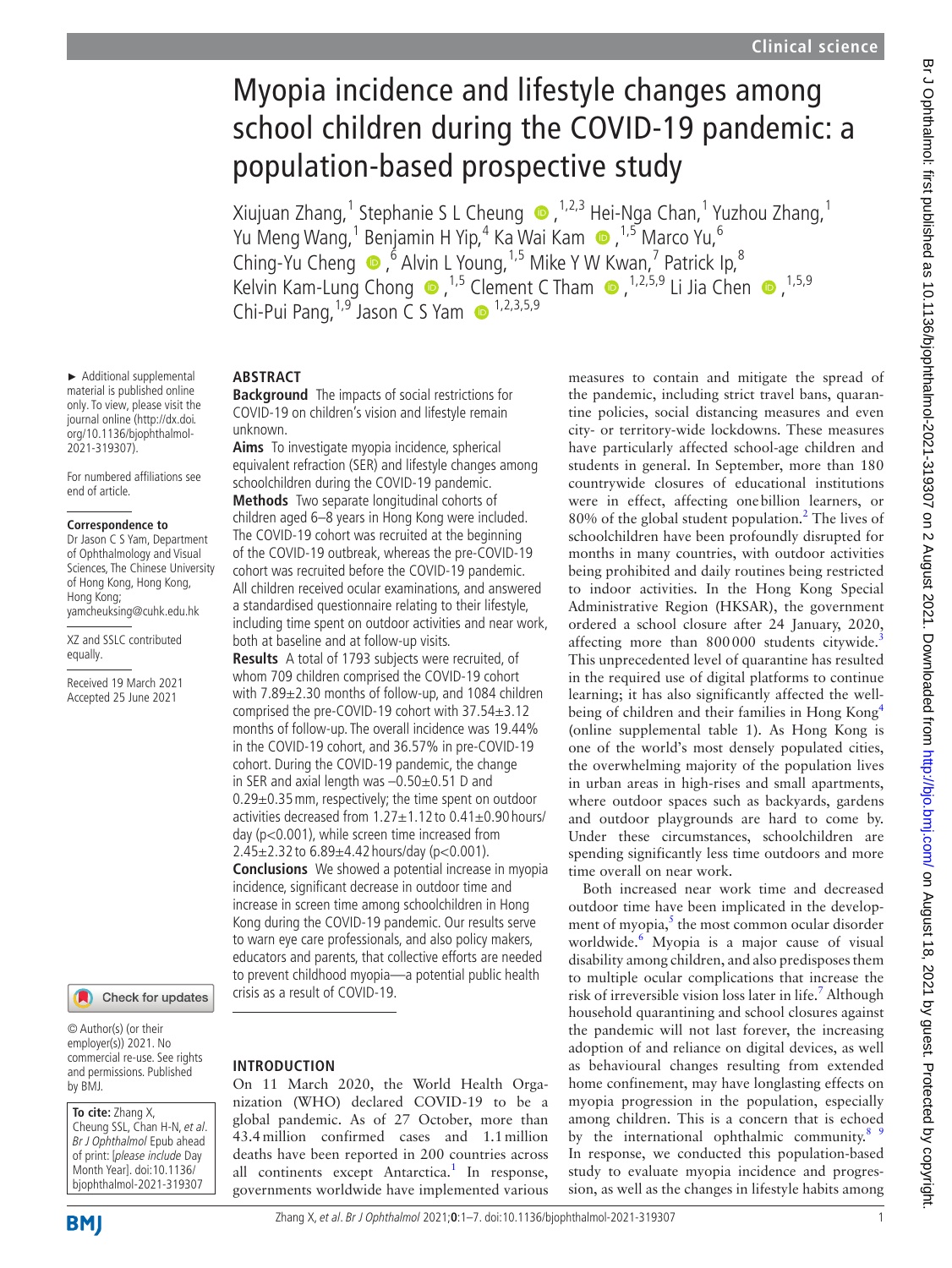# Myopia incidence and lifestyle changes among school children during the COVID-19 pandemic: a population-based prospective study

Xiujuan Zhang,[1] Stephanie S L Cheung,[1,2,3] Hei-Nga Chan,[1] Yuzhou Zhang,[1] Yu Meng Wang,[1] Benjamin H Yip,[4] Ka Wai Kam,[1,5] Marco Yu,[6] Ching-Yu Cheng,[6] Alvin L Young,[1,5] Mike Y W Kwan,[7] Patrick Ip,[8] Kelvin Kam-Lung Chong,[1,5] Clement C Tham,[1,2,5,9] Li Jia Chen,[1,5,9] Chi-Pui Pang,[1,9] Jason C S Yam[1,2,3,5,9]

► Additional supplemental material is published online only. To view, please visit the journal online (http://dx.doi.org/10.1136/bjophthalmol-2021-319307).

For numbered affiliations see end of article.

**Correspondence to**
Dr Jason C S Yam, Department of Ophthalmology and Visual Sciences, The Chinese University of Hong Kong, Hong Kong, Hong Kong; yamcheuksing@cuhk.edu.hk

XZ and SSLC contributed equally.

Received 19 March 2021
Accepted 25 June 2021

© Author(s) (or their employer(s)) 2021. No commercial re-use. See rights and permissions. Published by BMJ.

**To cite:** Zhang X, Cheung SSL, Chan H-N, *et al*. *Br J Ophthalmol* Epub ahead of print: [*please include* Day Month Year]. doi:10.1136/bjophthalmol-2021-319307

## ABSTRACT

**Background** The impacts of social restrictions for COVID-19 on children's vision and lifestyle remain unknown.

**Aims** To investigate myopia incidence, spherical equivalent refraction (SER) and lifestyle changes among schoolchildren during the COVID-19 pandemic.

**Methods** Two separate longitudinal cohorts of children aged 6–8 years in Hong Kong were included. The COVID-19 cohort was recruited at the beginning of the COVID-19 outbreak, whereas the pre-COVID-19 cohort was recruited before the COVID-19 pandemic. All children received ocular examinations, and answered a standardised questionnaire relating to their lifestyle, including time spent on outdoor activities and near work, both at baseline and at follow-up visits.

**Results** A total of 1793 subjects were recruited, of whom 709 children comprised the COVID-19 cohort with 7.89±2.30 months of follow-up, and 1084 children comprised the pre-COVID-19 cohort with 37.54±3.12 months of follow-up. The overall incidence was 19.44% in the COVID-19 cohort, and 36.57% in pre-COVID-19 cohort. During the COVID-19 pandemic, the change in SER and axial length was −0.50±0.51 D and 0.29±0.35 mm, respectively; the time spent on outdoor activities decreased from 1.27±1.12 to 0.41±0.90 hours/day ($p<0.001$), while screen time increased from 2.45±2.32 to 6.89±4.42 hours/day ($p<0.001$).

**Conclusions** We showed a potential increase in myopia incidence, significant decrease in outdoor time and increase in screen time among schoolchildren in Hong Kong during the COVID-19 pandemic. Our results serve to warn eye care professionals, and also policy makers, educators and parents, that collective efforts are needed to prevent childhood myopia—a potential public health crisis as a result of COVID-19.

## INTRODUCTION

On 11 March 2020, the World Health Organization (WHO) declared COVID-19 to be a global pandemic. As of 27 October, more than 43.4 million confirmed cases and 1.1 million deaths have been reported in 200 countries across all continents except Antarctica.[1] In response, governments worldwide have implemented various measures to contain and mitigate the spread of the pandemic, including strict travel bans, quarantine policies, social distancing measures and even city- or territory-wide lockdowns. These measures have particularly affected school-age children and students in general. In September, more than 180 countrywide closures of educational institutions were in effect, affecting one billion learners, or 80% of the global student population.[2] The lives of schoolchildren have been profoundly disrupted for months in many countries, with outdoor activities being prohibited and daily routines being restricted to indoor activities. In the Hong Kong Special Administrative Region (HKSAR), the government ordered a school closure after 24 January, 2020, affecting more than 800 000 students citywide.[3] This unprecedented level of quarantine has resulted in the required use of digital platforms to continue learning; it has also significantly affected the well-being of children and their families in Hong Kong[4] (online supplemental table 1). As Hong Kong is one of the world's most densely populated cities, the overwhelming majority of the population lives in urban areas in high-rises and small apartments, where outdoor spaces such as backyards, gardens and outdoor playgrounds are hard to come by. Under these circumstances, schoolchildren are spending significantly less time outdoors and more time overall on near work.

Both increased near work time and decreased outdoor time have been implicated in the development of myopia,[5] the most common ocular disorder worldwide.[6] Myopia is a major cause of visual disability among children, and also predisposes them to multiple ocular complications that increase the risk of irreversible vision loss later in life.[7] Although household quarantining and school closures against the pandemic will not last forever, the increasing adoption of and reliance on digital devices, as well as behavioural changes resulting from extended home confinement, may have longlasting effects on myopia progression in the population, especially among children. This is a concern that is echoed by the international ophthalmic community.[8 9] In response, we conducted this population-based study to evaluate myopia incidence and progression, as well as the changes in lifestyle habits among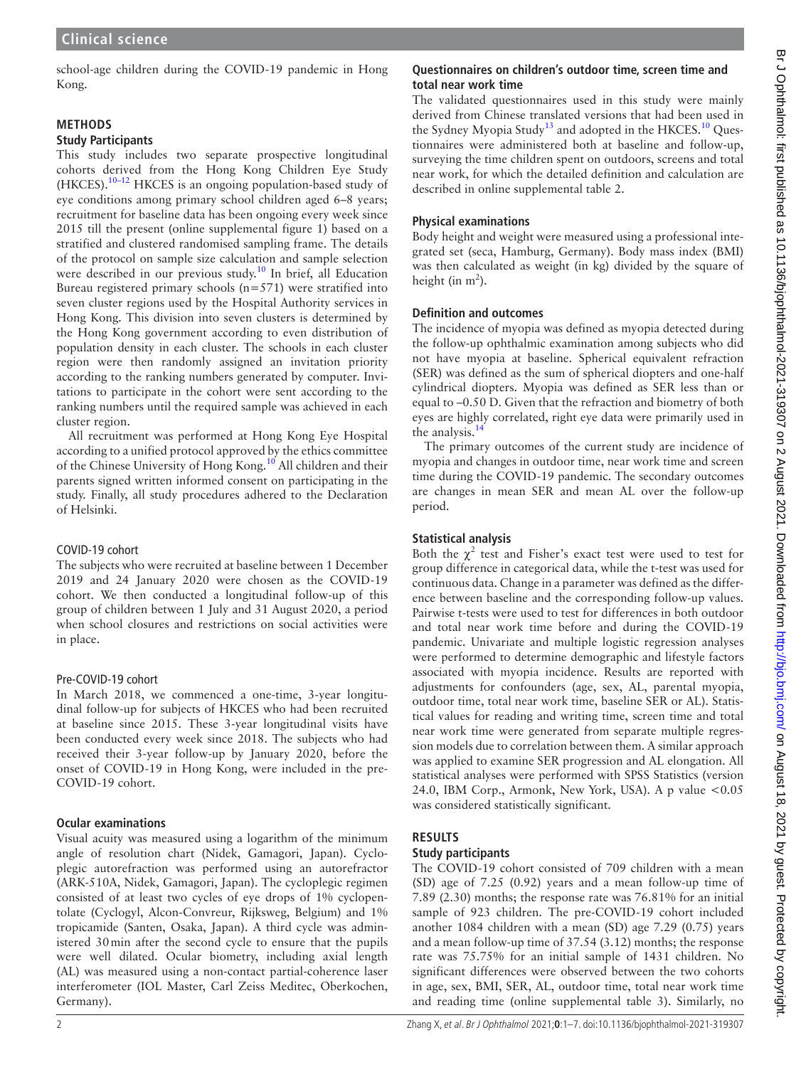school-age children during the COVID-19 pandemic in Hong Kong.

## METHODS

### Study Participants

This study includes two separate prospective longitudinal cohorts derived from the Hong Kong Children Eye Study (HKCES).[10–12] HKCES is an ongoing population-based study of eye conditions among primary school children aged 6–8 years; recruitment for baseline data has been ongoing every week since 2015 till the present (online supplemental figure 1) based on a stratified and clustered randomised sampling frame. The details of the protocol on sample size calculation and sample selection were described in our previous study.[10] In brief, all Education Bureau registered primary schools (n=571) were stratified into seven cluster regions used by the Hospital Authority services in Hong Kong. This division into seven clusters is determined by the Hong Kong government according to even distribution of population density in each cluster. The schools in each cluster region were then randomly assigned an invitation priority according to the ranking numbers generated by computer. Invitations to participate in the cohort were sent according to the ranking numbers until the required sample was achieved in each cluster region.

All recruitment was performed at Hong Kong Eye Hospital according to a unified protocol approved by the ethics committee of the Chinese University of Hong Kong.[10] All children and their parents signed written informed consent on participating in the study. Finally, all study procedures adhered to the Declaration of Helsinki.

#### COVID-19 cohort

The subjects who were recruited at baseline between 1 December 2019 and 24 January 2020 were chosen as the COVID-19 cohort. We then conducted a longitudinal follow-up of this group of children between 1 July and 31 August 2020, a period when school closures and restrictions on social activities were in place.

#### Pre-COVID-19 cohort

In March 2018, we commenced a one-time, 3-year longitudinal follow-up for subjects of HKCES who had been recruited at baseline since 2015. These 3-year longitudinal visits have been conducted every week since 2018. The subjects who had received their 3-year follow-up by January 2020, before the onset of COVID-19 in Hong Kong, were included in the pre-COVID-19 cohort.

### Ocular examinations

Visual acuity was measured using a logarithm of the minimum angle of resolution chart (Nidek, Gamagori, Japan). Cycloplegic autorefraction was performed using an autorefractor (ARK-510A, Nidek, Gamagori, Japan). The cycloplegic regimen consisted of at least two cycles of eye drops of 1% cyclopentolate (Cyclogyl, Alcon-Convreur, Rijksweg, Belgium) and 1% tropicamide (Santen, Osaka, Japan). A third cycle was administered 30 min after the second cycle to ensure that the pupils were well dilated. Ocular biometry, including axial length (AL) was measured using a non-contact partial-coherence laser interferometer (IOL Master, Carl Zeiss Meditec, Oberkochen, Germany).

### Questionnaires on children's outdoor time, screen time and total near work time

The validated questionnaires used in this study were mainly derived from Chinese translated versions that had been used in the Sydney Myopia Study[13] and adopted in the HKCES.[10] Questionnaires were administered both at baseline and follow-up, surveying the time children spent on outdoors, screens and total near work, for which the detailed definition and calculation are described in online supplemental table 2.

### Physical examinations

Body height and weight were measured using a professional integrated set (seca, Hamburg, Germany). Body mass index (BMI) was then calculated as weight (in kg) divided by the square of height (in $m^2$).

### Definition and outcomes

The incidence of myopia was defined as myopia detected during the follow-up ophthalmic examination among subjects who did not have myopia at baseline. Spherical equivalent refraction (SER) was defined as the sum of spherical diopters and one-half cylindrical diopters. Myopia was defined as SER less than or equal to −0.50 D. Given that the refraction and biometry of both eyes are highly correlated, right eye data were primarily used in the analysis.[14]

The primary outcomes of the current study are incidence of myopia and changes in outdoor time, near work time and screen time during the COVID-19 pandemic. The secondary outcomes are changes in mean SER and mean AL over the follow-up period.

### Statistical analysis

Both the $\chi^2$ test and Fisher's exact test were used to test for group difference in categorical data, while the t-test was used for continuous data. Change in a parameter was defined as the difference between baseline and the corresponding follow-up values. Pairwise t-tests were used to test for differences in both outdoor and total near work time before and during the COVID-19 pandemic. Univariate and multiple logistic regression analyses were performed to determine demographic and lifestyle factors associated with myopia incidence. Results are reported with adjustments for confounders (age, sex, AL, parental myopia, outdoor time, total near work time, baseline SER or AL). Statistical values for reading and writing time, screen time and total near work time were generated from separate multiple regression models due to correlation between them. A similar approach was applied to examine SER progression and AL elongation. All statistical analyses were performed with SPSS Statistics (version 24.0, IBM Corp., Armonk, New York, USA). A p value $<0.05$ was considered statistically significant.

## RESULTS

### Study participants

The COVID-19 cohort consisted of 709 children with a mean (SD) age of 7.25 (0.92) years and a mean follow-up time of 7.89 (2.30) months; the response rate was 76.81% for an initial sample of 923 children. The pre-COVID-19 cohort included another 1084 children with a mean (SD) age 7.29 (0.75) years and a mean follow-up time of 37.54 (3.12) months; the response rate was 75.75% for an initial sample of 1431 children. No significant differences were observed between the two cohorts in age, sex, BMI, SER, AL, outdoor time, total near work time and reading time (online supplemental table 3). Similarly, no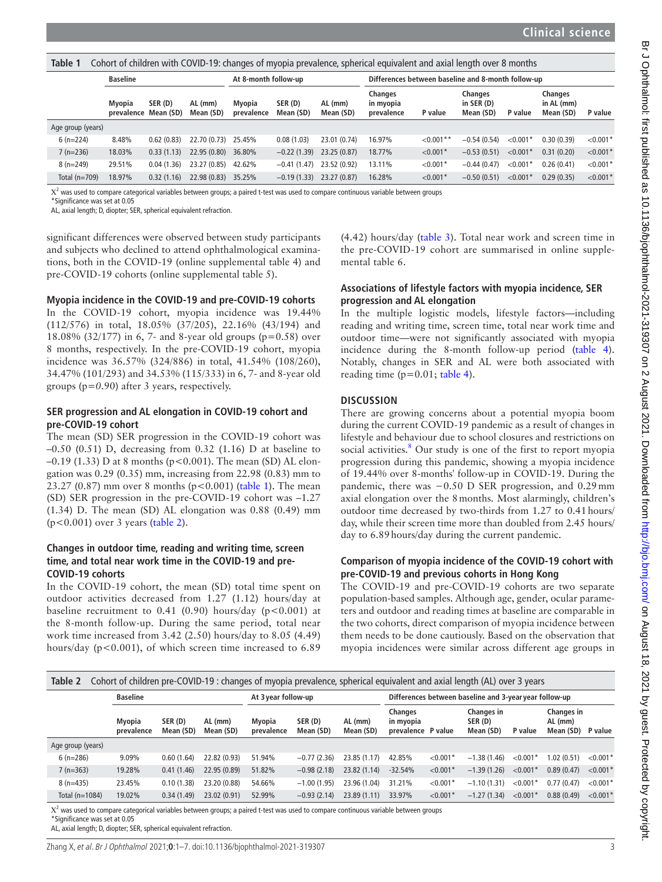**Table 1** Cohort of children with COVID-19: changes of myopia prevalence, spherical equivalent and axial length over 8 months

| | Baseline | | | At 8-month follow-up | | | Differences between baseline and 8-month follow-up | | | | | |
|---|---|---|---|---|---|---|---|---|---|---|---|---|
| | Myopia prevalence | SER (D) Mean (SD) | AL (mm) Mean (SD) | Myopia prevalence | SER (D) Mean (SD) | AL (mm) Mean (SD) | Changes in myopia prevalence | P value | Changes in SER (D) Mean (SD) | P value | Changes in AL (mm) Mean (SD) | P value |
| Age group (years) | | | | | | | | | | | | |
| 6 (n=224) | 8.48% | 0.62 (0.83) | 22.70 (0.73) | 25.45% | 0.08 (1.03) | 23.01 (0.74) | 16.97% | <0.001** | −0.54 (0.54) | <0.001* | 0.30 (0.39) | <0.001* |
| 7 (n=236) | 18.03% | 0.33 (1.13) | 22.95 (0.80) | 36.80% | −0.22 (1.39) | 23.25 (0.87) | 18.77% | <0.001* | −0.53 (0.51) | <0.001* | 0.31 (0.20) | <0.001* |
| 8 (n=249) | 29.51% | 0.04 (1.36) | 23.27 (0.85) | 42.62% | −0.41 (1.47) | 23.52 (0.92) | 13.11% | <0.001* | −0.44 (0.47) | <0.001* | 0.26 (0.41) | <0.001* |
| Total (n=709) | 18.97% | 0.32 (1.16) | 22.98 (0.83) | 35.25% | −0.19 (1.33) | 23.27 (0.87) | 16.28% | <0.001* | −0.50 (0.51) | <0.001* | 0.29 (0.35) | <0.001* |

$X^2$ was used to compare categorical variables between groups; a paired t-test was used to compare continuous variable between groups
*Significance was set at 0.05
AL, axial length; D, diopter; SER, spherical equivalent refraction.

significant differences were observed between study participants and subjects who declined to attend ophthalmological examinations, both in the COVID-19 (online supplemental table 4) and pre-COVID-19 cohorts (online supplemental table 5).

### Myopia incidence in the COVID-19 and pre-COVID-19 cohorts

In the COVID-19 cohort, myopia incidence was 19.44% (112/576) in total, 18.05% (37/205), 22.16% (43/194) and 18.08% (32/177) in 6, 7- and 8-year old groups (p=0.58) over 8 months, respectively. In the pre-COVID-19 cohort, myopia incidence was 36.57% (324/886) in total, 41.54% (108/260), 34.47% (101/293) and 34.53% (115/333) in 6, 7- and 8-year old groups (p=*0*.90) after 3 years, respectively.

### SER progression and AL elongation in COVID-19 cohort and pre-COVID-19 cohort

The mean (SD) SER progression in the COVID-19 cohort was –0.50 (0.51) D, decreasing from 0.32 (1.16) D at baseline to –0.19 (1.33) D at 8 months (p<0.001). The mean (SD) AL elongation was 0.29 (0.35) mm, increasing from 22.98 (0.83) mm to 23.27 (0.87) mm over 8 months (p<0.001) (table 1). The mean (SD) SER progression in the pre-COVID-19 cohort was −1.27 (1.34) D. The mean (SD) AL elongation was 0.88 (0.49) mm (p<0.001) over 3 years (table 2).

### Changes in outdoor time, reading and writing time, screen time, and total near work time in the COVID-19 and pre-COVID-19 cohorts

In the COVID-19 cohort, the mean (SD) total time spent on outdoor activities decreased from 1.27 (1.12) hours/day at baseline recruitment to 0.41 (0.90) hours/day (p<0.001) at the 8-month follow-up. During the same period, total near work time increased from 3.42 (2.50) hours/day to 8.05 (4.49) hours/day (p<0.001), of which screen time increased to 6.89 (4.42) hours/day (table 3). Total near work and screen time in the pre-COVID-19 cohort are summarised in online supplemental table 6.

### Associations of lifestyle factors with myopia incidence, SER progression and AL elongation

In the multiple logistic models, lifestyle factors—including reading and writing time, screen time, total near work time and outdoor time—were not significantly associated with myopia incidence during the 8-month follow-up period (table 4). Notably, changes in SER and AL were both associated with reading time (p=0.01; table 4).

## DISCUSSION

There are growing concerns about a potential myopia boom during the current COVID-19 pandemic as a result of changes in lifestyle and behaviour due to school closures and restrictions on social activities.[8] Our study is one of the first to report myopia progression during this pandemic, showing a myopia incidence of 19.44% over 8-months' follow-up in COVID-19. During the pandemic, there was −0.50 D SER progression, and 0.29 mm axial elongation over the 8 months. Most alarmingly, children's outdoor time decreased by two-thirds from 1.27 to 0.41 hours/day, while their screen time more than doubled from 2.45 hours/day to 6.89 hours/day during the current pandemic.

### Comparison of myopia incidence of the COVID-19 cohort with pre-COVID-19 and previous cohorts in Hong Kong

The COVID-19 and pre-COVID-19 cohorts are two separate population-based samples. Although age, gender, ocular parameters and outdoor and reading times at baseline are comparable in the two cohorts, direct comparison of myopia incidence between them needs to be done cautiously. Based on the observation that myopia incidences were similar across different age groups in

**Table 2** Cohort of children pre-COVID-19 : changes of myopia prevalence, spherical equivalent and axial length (AL) over 3 years

| | Baseline | | | At 3 year follow-up | | | Differences between baseline and 3-year year follow-up | | | | | |
|---|---|---|---|---|---|---|---|---|---|---|---|---|
| | Myopia prevalence | SER (D) Mean (SD) | AL (mm) Mean (SD) | Myopia prevalence | SER (D) Mean (SD) | AL (mm) Mean (SD) | Changes in myopia prevalence | P value | Changes in SER (D) Mean (SD) | P value | Changes in AL (mm) Mean (SD) | P value |
| Age group (years) | | | | | | | | | | | | |
| 6 (n=286) | 9.09% | 0.60 (1.64) | 22.82 (0.93) | 51.94% | −0.77 (2.36) | 23.85 (1.17) | 42.85% | <0.001* | −1.38 (1.46) | <0.001* | 1.02 (0.51) | <0.001* |
| 7 (n=363) | 19.28% | 0.41 (1.46) | 22.95 (0.89) | 51.82% | −0.98 (2.18) | 23.82 (1.14) | -32.54% | <0.001* | −1.39 (1.26) | <0.001* | 0.89 (0.47) | <0.001* |
| 8 (n=435) | 23.45% | 0.10 (1.38) | 23.20 (0.88) | 54.66% | −1.00 (1.95) | 23.96 (1.04) | 31.21% | <0.001* | −1.10 (1.31) | <0.001* | 0.77 (0.47) | <0.001* |
| Total (n=1084) | 19.02% | 0.34 (1.49) | 23.02 (0.91) | 52.99% | −0.93 (2.14) | 23.89 (1.11) | 33.97% | <0.001* | −1.27 (1.34) | <0.001* | 0.88 (0.49) | <0.001* |

$X^2$ was used to compare categorical variables between groups; a paired t-test was used to compare continuous variable between groups
*Significance was set at 0.05
AL, axial length; D, diopter; SER, spherical equivalent refraction.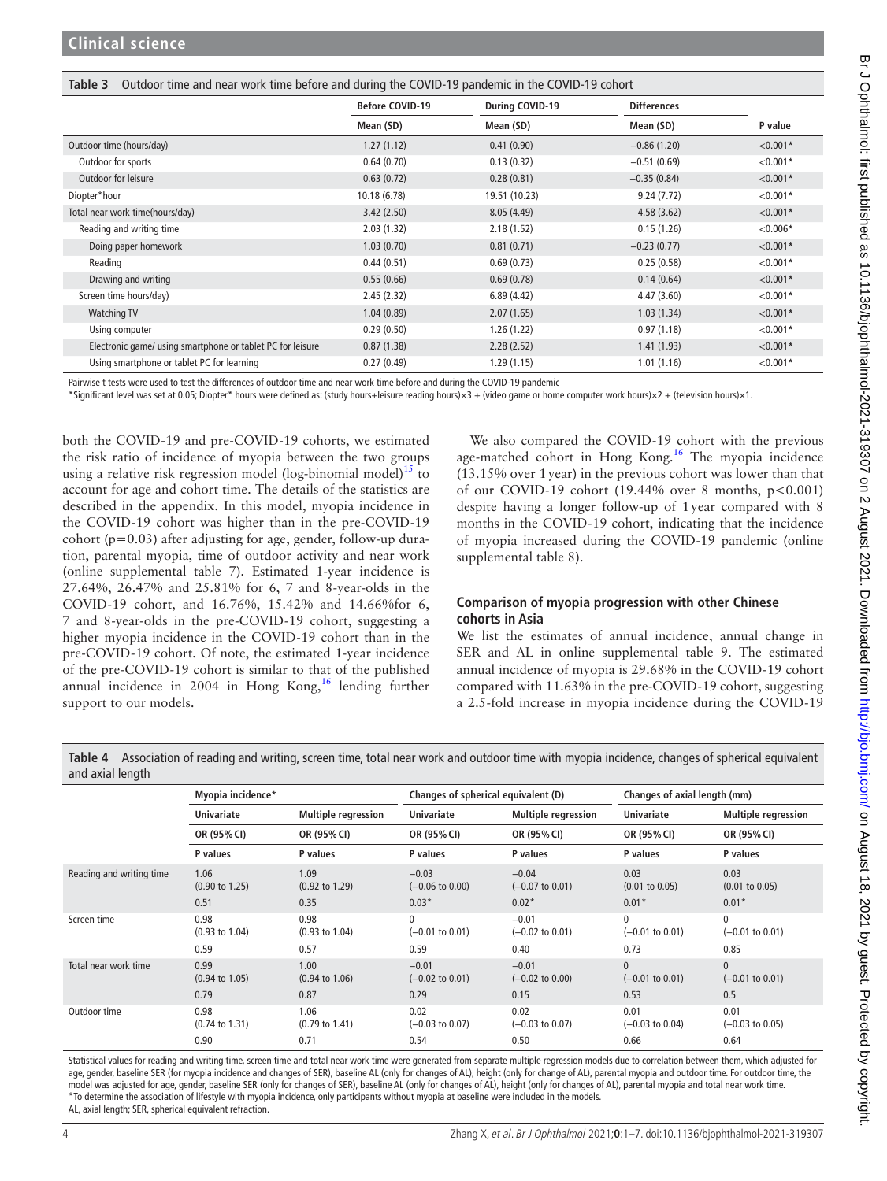**Table 3** Outdoor time and near work time before and during the COVID-19 pandemic in the COVID-19 cohort

| | Before COVID-19 | During COVID-19 | Differences | |
|---|---|---|---|---|
| | Mean (SD) | Mean (SD) | Mean (SD) | P value |
| Outdoor time (hours/day) | 1.27 (1.12) | 0.41 (0.90) | −0.86 (1.20) | <0.001* |
| Outdoor for sports | 0.64 (0.70) | 0.13 (0.32) | −0.51 (0.69) | <0.001* |
| Outdoor for leisure | 0.63 (0.72) | 0.28 (0.81) | −0.35 (0.84) | <0.001* |
| Diopter*hour | 10.18 (6.78) | 19.51 (10.23) | 9.24 (7.72) | <0.001* |
| Total near work time(hours/day) | 3.42 (2.50) | 8.05 (4.49) | 4.58 (3.62) | <0.001* |
| Reading and writing time | 2.03 (1.32) | 2.18 (1.52) | 0.15 (1.26) | <0.006* |
| Doing paper homework | 1.03 (0.70) | 0.81 (0.71) | −0.23 (0.77) | <0.001* |
| Reading | 0.44 (0.51) | 0.69 (0.73) | 0.25 (0.58) | <0.001* |
| Drawing and writing | 0.55 (0.66) | 0.69 (0.78) | 0.14 (0.64) | <0.001* |
| Screen time hours/day) | 2.45 (2.32) | 6.89 (4.42) | 4.47 (3.60) | <0.001* |
| Watching TV | 1.04 (0.89) | 2.07 (1.65) | 1.03 (1.34) | <0.001* |
| Using computer | 0.29 (0.50) | 1.26 (1.22) | 0.97 (1.18) | <0.001* |
| Electronic game/ using smartphone or tablet PC for leisure | 0.87 (1.38) | 2.28 (2.52) | 1.41 (1.93) | <0.001* |
| Using smartphone or tablet PC for learning | 0.27 (0.49) | 1.29 (1.15) | 1.01 (1.16) | <0.001* |

Pairwise t tests were used to test the differences of outdoor time and near work time before and during the COVID-19 pandemic

*Significant level was set at 0.05; Diopter* hours were defined as: (study hours+leisure reading hours)×3 + (video game or home computer work hours)×2 + (television hours)×1.

both the COVID-19 and pre-COVID-19 cohorts, we estimated the risk ratio of incidence of myopia between the two groups using a relative risk regression model (log-binomial model)[15] to account for age and cohort time. The details of the statistics are described in the appendix. In this model, myopia incidence in the COVID-19 cohort was higher than in the pre-COVID-19 cohort (p=0.03) after adjusting for age, gender, follow-up duration, parental myopia, time of outdoor activity and near work (online supplemental table 7). Estimated 1-year incidence is 27.64%, 26.47% and 25.81% for 6, 7 and 8-year-olds in the COVID-19 cohort, and 16.76%, 15.42% and 14.66%for 6, 7 and 8-year-olds in the pre-COVID-19 cohort, suggesting a higher myopia incidence in the COVID-19 cohort than in the pre-COVID-19 cohort. Of note, the estimated 1-year incidence of the pre-COVID-19 cohort is similar to that of the published annual incidence in 2004 in Hong Kong,[16] lending further support to our models.

We also compared the COVID-19 cohort with the previous age-matched cohort in Hong Kong.[16] The myopia incidence (13.15% over 1 year) in the previous cohort was lower than that of our COVID-19 cohort (19.44% over 8 months, $p<0.001$) despite having a longer follow-up of 1 year compared with 8 months in the COVID-19 cohort, indicating that the incidence of myopia increased during the COVID-19 pandemic (online supplemental table 8).

## Comparison of myopia progression with other Chinese cohorts in Asia

We list the estimates of annual incidence, annual change in SER and AL in online supplemental table 9. The estimated annual incidence of myopia is 29.68% in the COVID-19 cohort compared with 11.63% in the pre-COVID-19 cohort, suggesting a 2.5-fold increase in myopia incidence during the COVID-19

**Table 4** Association of reading and writing, screen time, total near work and outdoor time with myopia incidence, changes of spherical equivalent and axial length

| | Myopia incidence* | | Changes of spherical equivalent (D) | | Changes of axial length (mm) | |
|---|---|---|---|---|---|---|
| | Univariate | Multiple regression | Univariate | Multiple regression | Univariate | Multiple regression |
| | OR (95% CI) | OR (95% CI) | OR (95% CI) | OR (95% CI) | OR (95% CI) | OR (95% CI) |
| | P values | P values | P values | P values | P values | P values |
| Reading and writing time | 1.06 (0.90 to 1.25) | 1.09 (0.92 to 1.29) | −0.03 (−0.06 to 0.00) | −0.04 (−0.07 to 0.01) | 0.03 (0.01 to 0.05) | 0.03 (0.01 to 0.05) |
| | 0.51 | 0.35 | 0.03* | 0.02* | 0.01* | 0.01* |
| Screen time | 0.98 (0.93 to 1.04) | 0.98 (0.93 to 1.04) | 0 (−0.01 to 0.01) | −0.01 (−0.02 to 0.01) | 0 (−0.01 to 0.01) | 0 (−0.01 to 0.01) |
| | 0.59 | 0.57 | 0.59 | 0.40 | 0.73 | 0.85 |
| Total near work time | 0.99 (0.94 to 1.05) | 1.00 (0.94 to 1.06) | −0.01 (−0.02 to 0.01) | −0.01 (−0.02 to 0.00) | 0 (−0.01 to 0.01) | 0 (−0.01 to 0.01) |
| | 0.79 | 0.87 | 0.29 | 0.15 | 0.53 | 0.5 |
| Outdoor time | 0.98 (0.74 to 1.31) | 1.06 (0.79 to 1.41) | 0.02 (−0.03 to 0.07) | 0.02 (−0.03 to 0.07) | 0.01 (−0.03 to 0.04) | 0.01 (−0.03 to 0.05) |
| | 0.90 | 0.71 | 0.54 | 0.50 | 0.66 | 0.64 |

Statistical values for reading and writing time, screen time and total near work time were generated from separate multiple regression models due to correlation between them, which adjusted for age, gender, baseline SER (for myopia incidence and changes of SER), baseline AL (only for changes of AL), height (only for change of AL), parental myopia and outdoor time. For outdoor time, the model was adjusted for age, gender, baseline SER (only for changes of SER), baseline AL (only for changes of AL), height (only for changes of AL), parental myopia and total near work time.
*To determine the association of lifestyle with myopia incidence, only participants without myopia at baseline were included in the models.
AL, axial length; SER, spherical equivalent refraction.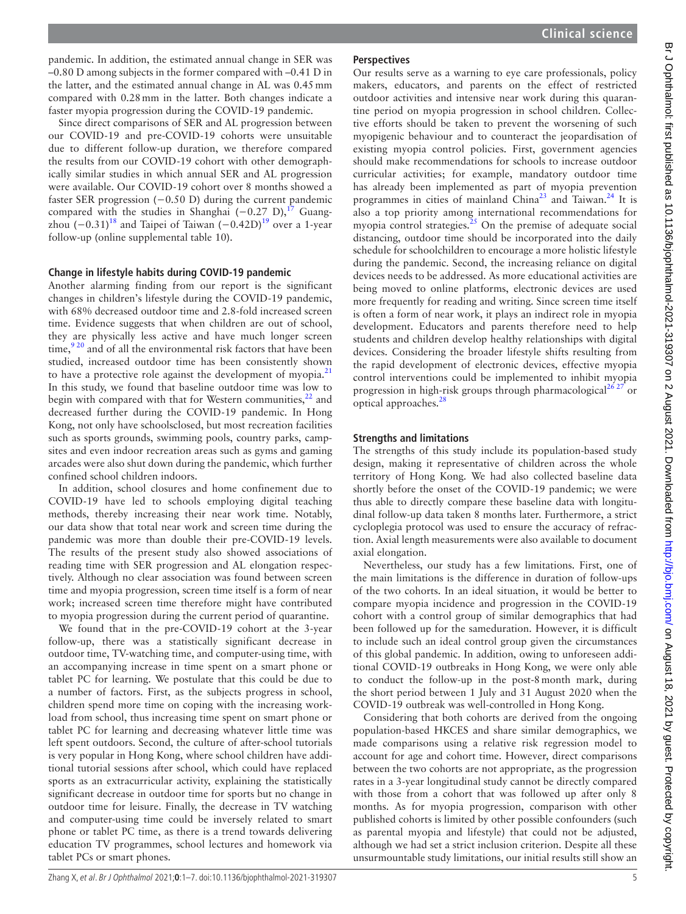pandemic. In addition, the estimated annual change in SER was –0.80 D among subjects in the former compared with –0.41 D in the latter, and the estimated annual change in AL was 0.45 mm compared with 0.28 mm in the latter. Both changes indicate a faster myopia progression during the COVID-19 pandemic.

Since direct comparisons of SER and AL progression between our COVID-19 and pre-COVID-19 cohorts were unsuitable due to different follow-up duration, we therefore compared the results from our COVID-19 cohort with other demographically similar studies in which annual SER and AL progression were available. Our COVID-19 cohort over 8 months showed a faster SER progression (−0.50 D) during the current pandemic compared with the studies in Shanghai (−0.27 D),[17] Guangzhou (−0.31)[18] and Taipei of Taiwan (−0.42D)[19] over a 1-year follow-up (online supplemental table 10).

### Change in lifestyle habits during COVID-19 pandemic

Another alarming finding from our report is the significant changes in children's lifestyle during the COVID-19 pandemic, with 68% decreased outdoor time and 2.8-fold increased screen time. Evidence suggests that when children are out of school, they are physically less active and have much longer screen time,[9 20] and of all the environmental risk factors that have been studied, increased outdoor time has been consistently shown to have a protective role against the development of myopia.[21] In this study, we found that baseline outdoor time was low to begin with compared with that for Western communities,[22] and decreased further during the COVID-19 pandemic. In Hong Kong, not only have schoolsclosed, but most recreation facilities such as sports grounds, swimming pools, country parks, campsites and even indoor recreation areas such as gyms and gaming arcades were also shut down during the pandemic, which further confined school children indoors.

In addition, school closures and home confinement due to COVID-19 have led to schools employing digital teaching methods, thereby increasing their near work time. Notably, our data show that total near work and screen time during the pandemic was more than double their pre-COVID-19 levels. The results of the present study also showed associations of reading time with SER progression and AL elongation respectively. Although no clear association was found between screen time and myopia progression, screen time itself is a form of near work; increased screen time therefore might have contributed to myopia progression during the current period of quarantine.

We found that in the pre-COVID-19 cohort at the 3-year follow-up, there was a statistically significant decrease in outdoor time, TV-watching time, and computer-using time, with an accompanying increase in time spent on a smart phone or tablet PC for learning. We postulate that this could be due to a number of factors. First, as the subjects progress in school, children spend more time on coping with the increasing workload from school, thus increasing time spent on smart phone or tablet PC for learning and decreasing whatever little time was left spent outdoors. Second, the culture of after-school tutorials is very popular in Hong Kong, where school children have additional tutorial sessions after school, which could have replaced sports as an extracurricular activity, explaining the statistically significant decrease in outdoor time for sports but no change in outdoor time for leisure. Finally, the decrease in TV watching and computer-using time could be inversely related to smart phone or tablet PC time, as there is a trend towards delivering education TV programmes, school lectures and homework via tablet PCs or smart phones.

### Perspectives

Our results serve as a warning to eye care professionals, policy makers, educators, and parents on the effect of restricted outdoor activities and intensive near work during this quarantine period on myopia progression in school children. Collective efforts should be taken to prevent the worsening of such myopigenic behaviour and to counteract the jeopardisation of existing myopia control policies. First, government agencies should make recommendations for schools to increase outdoor curricular activities; for example, mandatory outdoor time has already been implemented as part of myopia prevention programmes in cities of mainland China[23] and Taiwan.[24] It is also a top priority among international recommendations for myopia control strategies.[25] On the premise of adequate social distancing, outdoor time should be incorporated into the daily schedule for schoolchildren to encourage a more holistic lifestyle during the pandemic. Second, the increasing reliance on digital devices needs to be addressed. As more educational activities are being moved to online platforms, electronic devices are used more frequently for reading and writing. Since screen time itself is often a form of near work, it plays an indirect role in myopia development. Educators and parents therefore need to help students and children develop healthy relationships with digital devices. Considering the broader lifestyle shifts resulting from the rapid development of electronic devices, effective myopia control interventions could be implemented to inhibit myopia progression in high-risk groups through pharmacological[26 27] or optical approaches.[28]

### Strengths and limitations

The strengths of this study include its population-based study design, making it representative of children across the whole territory of Hong Kong. We had also collected baseline data shortly before the onset of the COVID-19 pandemic; we were thus able to directly compare these baseline data with longitudinal follow-up data taken 8 months later. Furthermore, a strict cycloplegia protocol was used to ensure the accuracy of refraction. Axial length measurements were also available to document axial elongation.

Nevertheless, our study has a few limitations. First, one of the main limitations is the difference in duration of follow-ups of the two cohorts. In an ideal situation, it would be better to compare myopia incidence and progression in the COVID-19 cohort with a control group of similar demographics that had been followed up for the sameduration. However, it is difficult to include such an ideal control group given the circumstances of this global pandemic. In addition, owing to unforeseen additional COVID-19 outbreaks in Hong Kong, we were only able to conduct the follow-up in the post-8 month mark, during the short period between 1 July and 31 August 2020 when the COVID-19 outbreak was well-controlled in Hong Kong.

Considering that both cohorts are derived from the ongoing population-based HKCES and share similar demographics, we made comparisons using a relative risk regression model to account for age and cohort time. However, direct comparisons between the two cohorts are not appropriate, as the progression rates in a 3-year longitudinal study cannot be directly compared with those from a cohort that was followed up after only 8 months. As for myopia progression, comparison with other published cohorts is limited by other possible confounders (such as parental myopia and lifestyle) that could not be adjusted, although we had set a strict inclusion criterion. Despite all these unsurmountable study limitations, our initial results still show an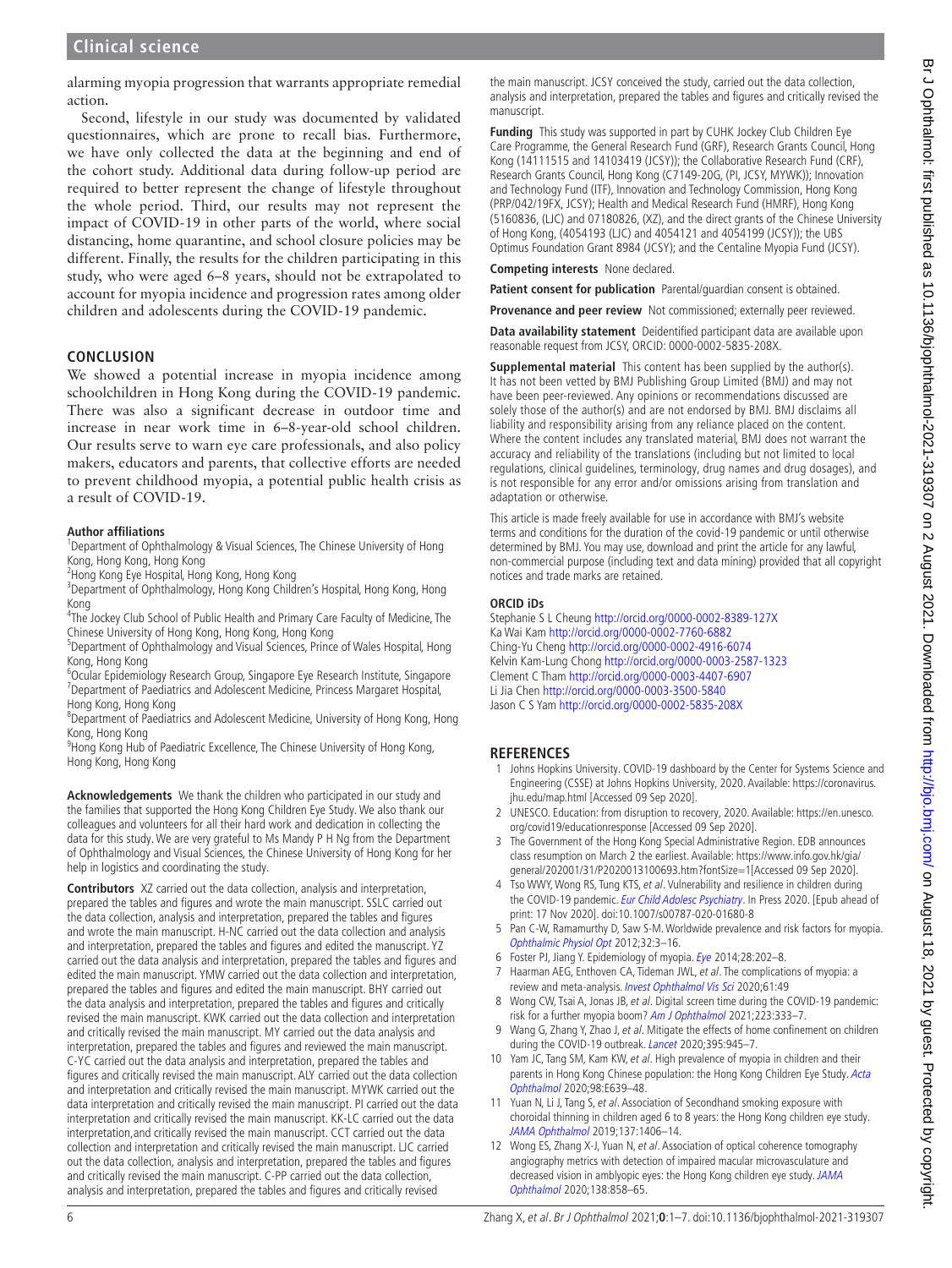alarming myopia progression that warrants appropriate remedial action.

Second, lifestyle in our study was documented by validated questionnaires, which are prone to recall bias. Furthermore, we have only collected the data at the beginning and end of the cohort study. Additional data during follow-up period are required to better represent the change of lifestyle throughout the whole period. Third, our results may not represent the impact of COVID-19 in other parts of the world, where social distancing, home quarantine, and school closure policies may be different. Finally, the results for the children participating in this study, who were aged 6–8 years, should not be extrapolated to account for myopia incidence and progression rates among older children and adolescents during the COVID-19 pandemic.

## CONCLUSION

We showed a potential increase in myopia incidence among schoolchildren in Hong Kong during the COVID-19 pandemic. There was also a significant decrease in outdoor time and increase in near work time in 6–8-year-old school children. Our results serve to warn eye care professionals, and also policy makers, educators and parents, that collective efforts are needed to prevent childhood myopia, a potential public health crisis as a result of COVID-19.

**Author affiliations**

[1]Department of Ophthalmology & Visual Sciences, The Chinese University of Hong Kong, Hong Kong, Hong Kong
[2]Hong Kong Eye Hospital, Hong Kong, Hong Kong
[3]Department of Ophthalmology, Hong Kong Children's Hospital, Hong Kong, Hong Kong
[4]The Jockey Club School of Public Health and Primary Care Faculty of Medicine, The Chinese University of Hong Kong, Hong Kong, Hong Kong
[5]Department of Ophthalmology and Visual Sciences, Prince of Wales Hospital, Hong Kong, Hong Kong
[6]Ocular Epidemiology Research Group, Singapore Eye Research Institute, Singapore
[7]Department of Paediatrics and Adolescent Medicine, Princess Margaret Hospital, Hong Kong, Hong Kong
[8]Department of Paediatrics and Adolescent Medicine, University of Hong Kong, Hong Kong, Hong Kong
[9]Hong Kong Hub of Paediatric Excellence, The Chinese University of Hong Kong, Hong Kong, Hong Kong

**Acknowledgements** We thank the children who participated in our study and the families that supported the Hong Kong Children Eye Study. We also thank our colleagues and volunteers for all their hard work and dedication in collecting the data for this study. We are very grateful to Ms Mandy P H Ng from the Department of Ophthalmology and Visual Sciences, the Chinese University of Hong Kong for her help in logistics and coordinating the study.

**Contributors** XZ carried out the data collection, analysis and interpretation, prepared the tables and figures and wrote the main manuscript. SSLC carried out the data collection, analysis and interpretation, prepared the tables and figures and wrote the main manuscript. H-NC carried out the data collection and analysis and interpretation, prepared the tables and figures and edited the manuscript. YZ carried out the data analysis and interpretation, prepared the tables and figures and edited the main manuscript. YMW carried out the data collection and interpretation, prepared the tables and figures and edited the main manuscript. BHY carried out the data analysis and interpretation, prepared the tables and figures and critically revised the main manuscript. KWK carried out the data collection and interpretation and critically revised the main manuscript. MY carried out the data analysis and interpretation, prepared the tables and figures and reviewed the main manuscript. C-YC carried out the data analysis and interpretation, prepared the tables and figures and critically revised the main manuscript. ALY carried out the data collection and interpretation and critically revised the main manuscript. MYWK carried out the data interpretation and critically revised the main manuscript. PI carried out the data interpretation and critically revised the main manuscript. KK-LC carried out the data interpretation,and critically revised the main manuscript. CCT carried out the data collection and interpretation and critically revised the main manuscript. LJC carried out the data collection, analysis and interpretation, prepared the tables and figures and critically revised the main manuscript. C-PP carried out the data collection, analysis and interpretation, prepared the tables and figures and critically revised the main manuscript. JCSY conceived the study, carried out the data collection, analysis and interpretation, prepared the tables and figures and critically revised the manuscript.

**Funding** This study was supported in part by CUHK Jockey Club Children Eye Care Programme, the General Research Fund (GRF), Research Grants Council, Hong Kong (14111515 and 14103419 (JCSY)); the Collaborative Research Fund (CRF), Research Grants Council, Hong Kong (C7149-20G, (PI, JCSY, MYWK)); Innovation and Technology Fund (ITF), Innovation and Technology Commission, Hong Kong (PRP/042/19FX, JCSY); Health and Medical Research Fund (HMRF), Hong Kong (5160836, (LJC) and 07180826, (XZ), and the direct grants of the Chinese University of Hong Kong, (4054193 (LJC) and 4054121 and 4054199 (JCSY)); the UBS Optimus Foundation Grant 8984 (JCSY); and the Centaline Myopia Fund (JCSY).

**Competing interests** None declared.

**Patient consent for publication** Parental/guardian consent is obtained.

**Provenance and peer review** Not commissioned; externally peer reviewed.

**Data availability statement** Deidentified participant data are available upon reasonable request from JCSY, ORCID: 0000-0002-5835-208X.

**Supplemental material** This content has been supplied by the author(s). It has not been vetted by BMJ Publishing Group Limited (BMJ) and may not have been peer-reviewed. Any opinions or recommendations discussed are solely those of the author(s) and are not endorsed by BMJ. BMJ disclaims all liability and responsibility arising from any reliance placed on the content. Where the content includes any translated material, BMJ does not warrant the accuracy and reliability of the translations (including but not limited to local regulations, clinical guidelines, terminology, drug names and drug dosages), and is not responsible for any error and/or omissions arising from translation and adaptation or otherwise.

This article is made freely available for use in accordance with BMJ's website terms and conditions for the duration of the covid-19 pandemic or until otherwise determined by BMJ. You may use, download and print the article for any lawful, non-commercial purpose (including text and data mining) provided that all copyright notices and trade marks are retained.

**ORCID iDs**

Stephanie S L Cheung http://orcid.org/0000-0002-8389-127X
Ka Wai Kam http://orcid.org/0000-0002-7760-6882
Ching-Yu Cheng http://orcid.org/0000-0002-4916-6074
Kelvin Kam-Lung Chong http://orcid.org/0000-0003-2587-1323
Clement C Tham http://orcid.org/0000-0003-4407-6907
Li Jia Chen http://orcid.org/0000-0003-3500-5840
Jason C S Yam http://orcid.org/0000-0002-5835-208X

## REFERENCES

1. Johns Hopkins University. COVID-19 dashboard by the Center for Systems Science and Engineering (CSSE) at Johns Hopkins University, 2020. Available: https://coronavirus.jhu.edu/map.html [Accessed 09 Sep 2020].
2. UNESCO. Education: from disruption to recovery, 2020. Available: https://en.unesco.org/covid19/educationresponse [Accessed 09 Sep 2020].
3. The Government of the Hong Kong Special Administrative Region. EDB announces class resumption on March 2 the earliest. Available: https://www.info.gov.hk/gia/general/202001/31/P2020013100693.htm?fontSize=1[Accessed 09 Sep 2020].
4. Tso WWY, Wong RS, Tung KTS, et al. Vulnerability and resilience in children during the COVID-19 pandemic. *Eur Child Adolesc Psychiatry*. In Press 2020. [Epub ahead of print: 17 Nov 2020]. doi:10.1007/s00787-020-01680-8
5. Pan C-W, Ramamurthy D, Saw S-M. Worldwide prevalence and risk factors for myopia. *Ophthalmic Physiol Opt* 2012;32:3–16.
6. Foster PJ, Jiang Y. Epidemiology of myopia. *Eye* 2014;28:202–8.
7. Haarman AEG, Enthoven CA, Tideman JWL, et al. The complications of myopia: a review and meta-analysis. *Invest Ophthalmol Vis Sci* 2020;61:49
8. Wong CW, Tsai A, Jonas JB, et al. Digital screen time during the COVID-19 pandemic: risk for a further myopia boom? *Am J Ophthalmol* 2021;223:333–7.
9. Wang G, Zhang Y, Zhao J, et al. Mitigate the effects of home confinement on children during the COVID-19 outbreak. *Lancet* 2020;395:945–7.
10. Yam JC, Tang SM, Kam KW, et al. High prevalence of myopia in children and their parents in Hong Kong Chinese population: the Hong Kong Children Eye Study. *Acta Ophthalmol* 2020;98:E639–48.
11. Yuan N, Li J, Tang S, et al. Association of Secondhand smoking exposure with choroidal thinning in children aged 6 to 8 years: the Hong Kong children eye study. *JAMA Ophthalmol* 2019;137:1406–14.
12. Wong ES, Zhang X-J, Yuan N, et al. Association of optical coherence tomography angiography metrics with detection of impaired macular microvasculature and decreased vision in amblyopic eyes: the Hong Kong children eye study. *JAMA Ophthalmol* 2020;138:858–65.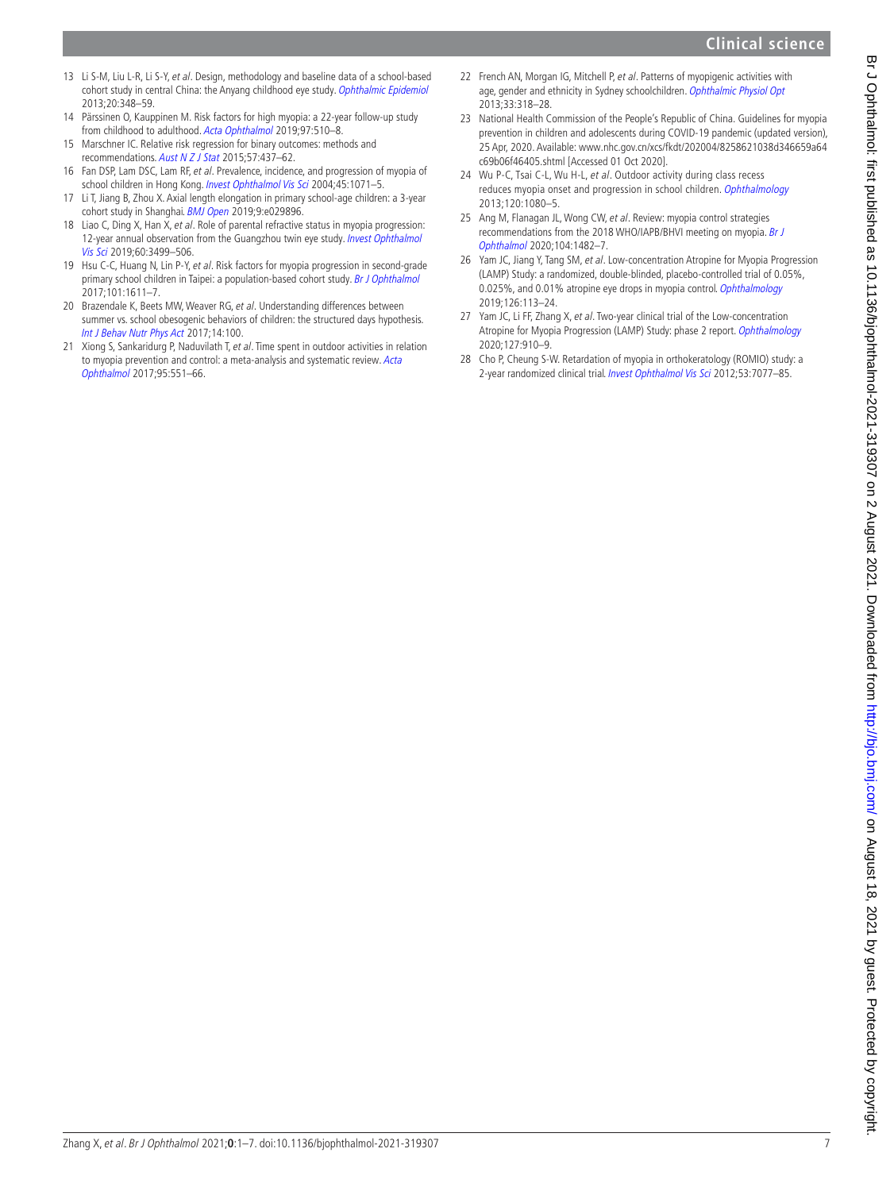13 Li S-M, Liu L-R, Li S-Y, *et al*. Design, methodology and baseline data of a school-based cohort study in central China: the Anyang childhood eye study. *Ophthalmic Epidemiol* 2013;20:348–59.

14 Pärssinen O, Kauppinen M. Risk factors for high myopia: a 22-year follow-up study from childhood to adulthood. *Acta Ophthalmol* 2019;97:510–8.

15 Marschner IC. Relative risk regression for binary outcomes: methods and recommendations. *Aust N Z J Stat* 2015;57:437–62.

16 Fan DSP, Lam DSC, Lam RF, *et al*. Prevalence, incidence, and progression of myopia of school children in Hong Kong. *Invest Ophthalmol Vis Sci* 2004;45:1071–5.

17 Li T, Jiang B, Zhou X. Axial length elongation in primary school-age children: a 3-year cohort study in Shanghai. *BMJ Open* 2019;9:e029896.

18 Liao C, Ding X, Han X, *et al*. Role of parental refractive status in myopia progression: 12-year annual observation from the Guangzhou twin eye study. *Invest Ophthalmol Vis Sci* 2019;60:3499–506.

19 Hsu C-C, Huang N, Lin P-Y, *et al*. Risk factors for myopia progression in second-grade primary school children in Taipei: a population-based cohort study. *Br J Ophthalmol* 2017;101:1611–7.

20 Brazendale K, Beets MW, Weaver RG, *et al*. Understanding differences between summer vs. school obesogenic behaviors of children: the structured days hypothesis. *Int J Behav Nutr Phys Act* 2017;14:100.

21 Xiong S, Sankaridurg P, Naduvilath T, *et al*. Time spent in outdoor activities in relation to myopia prevention and control: a meta-analysis and systematic review. *Acta Ophthalmol* 2017;95:551–66.

22 French AN, Morgan IG, Mitchell P, *et al*. Patterns of myopigenic activities with age, gender and ethnicity in Sydney schoolchildren. *Ophthalmic Physiol Opt* 2013;33:318–28.

23 National Health Commission of the People's Republic of China. Guidelines for myopia prevention in children and adolescents during COVID-19 pandemic (updated version), 25 Apr, 2020. Available: www.nhc.gov.cn/xcs/fkdt/202004/8258621038d346659a64c69b06f46405.shtml [Accessed 01 Oct 2020].

24 Wu P-C, Tsai C-L, Wu H-L, *et al*. Outdoor activity during class recess reduces myopia onset and progression in school children. *Ophthalmology* 2013;120:1080–5.

25 Ang M, Flanagan JL, Wong CW, *et al*. Review: myopia control strategies recommendations from the 2018 WHO/IAPB/BHVI meeting on myopia. *Br J Ophthalmol* 2020;104:1482–7.

26 Yam JC, Jiang Y, Tang SM, *et al*. Low-concentration Atropine for Myopia Progression (LAMP) Study: a randomized, double-blinded, placebo-controlled trial of 0.05%, 0.025%, and 0.01% atropine eye drops in myopia control. *Ophthalmology* 2019;126:113–24.

27 Yam JC, Li FF, Zhang X, *et al*. Two-year clinical trial of the Low-concentration Atropine for Myopia Progression (LAMP) Study: phase 2 report. *Ophthalmology* 2020;127:910–9.

28 Cho P, Cheung S-W. Retardation of myopia in orthokeratology (ROMIO) study: a 2-year randomized clinical trial. *Invest Ophthalmol Vis Sci* 2012;53:7077–85.